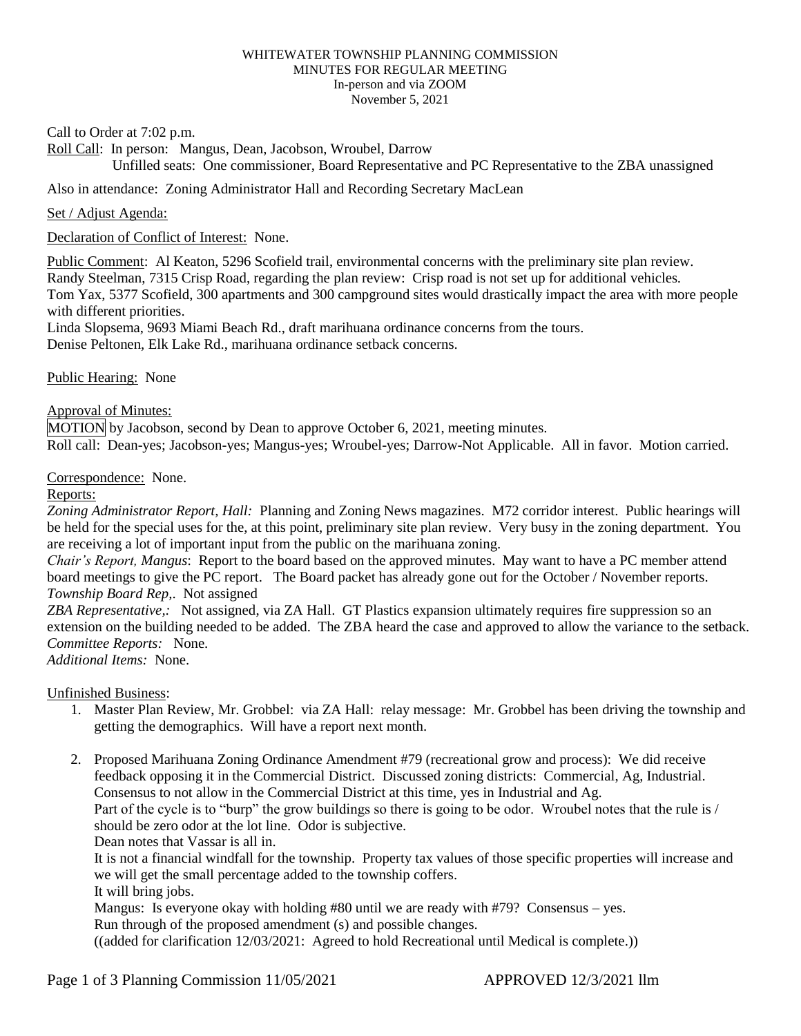WHITEWATER TOWNSHIP PLANNING COMMISSION
MINUTES FOR REGULAR MEETING
In-person and via ZOOM
November 5, 2021

Call to Order at 7:02 p.m.

Roll Call: In person: Mangus, Dean, Jacobson, Wroubel, Darrow
Unfilled seats: One commissioner, Board Representative and PC Representative to the ZBA unassigned

Also in attendance: Zoning Administrator Hall and Recording Secretary MacLean

Set / Adjust Agenda:

Declaration of Conflict of Interest: None.

Public Comment: Al Keaton, 5296 Scofield trail, environmental concerns with the preliminary site plan review.
Randy Steelman, 7315 Crisp Road, regarding the plan review: Crisp road is not set up for additional vehicles.
Tom Yax, 5377 Scofield, 300 apartments and 300 campground sites would drastically impact the area with more people with different priorities.
Linda Slopsema, 9693 Miami Beach Rd., draft marihuana ordinance concerns from the tours.
Denise Peltonen, Elk Lake Rd., marihuana ordinance setback concerns.

Public Hearing: None

Approval of Minutes:
MOTION by Jacobson, second by Dean to approve October 6, 2021, meeting minutes.
Roll call: Dean-yes; Jacobson-yes; Mangus-yes; Wroubel-yes; Darrow-Not Applicable. All in favor. Motion carried.

Correspondence: None.

Reports:

*Zoning Administrator Report, Hall:* Planning and Zoning News magazines. M72 corridor interest. Public hearings will be held for the special uses for the, at this point, preliminary site plan review. Very busy in the zoning department. You are receiving a lot of important input from the public on the marihuana zoning.

*Chair's Report, Mangus*: Report to the board based on the approved minutes. May want to have a PC member attend board meetings to give the PC report. The Board packet has already gone out for the October / November reports.

*Township Board Rep,.* Not assigned

*ZBA Representative,:* Not assigned, via ZA Hall. GT Plastics expansion ultimately requires fire suppression so an extension on the building needed to be added. The ZBA heard the case and approved to allow the variance to the setback.

*Committee Reports:* None.

*Additional Items:* None.

Unfinished Business:

1. Master Plan Review, Mr. Grobbel: via ZA Hall: relay message: Mr. Grobbel has been driving the township and getting the demographics. Will have a report next month.

2. Proposed Marihuana Zoning Ordinance Amendment #79 (recreational grow and process): We did receive feedback opposing it in the Commercial District. Discussed zoning districts: Commercial, Ag, Industrial. Consensus to not allow in the Commercial District at this time, yes in Industrial and Ag.
   Part of the cycle is to "burp" the grow buildings so there is going to be odor. Wroubel notes that the rule is / should be zero odor at the lot line. Odor is subjective.
   Dean notes that Vassar is all in.
   It is not a financial windfall for the township. Property tax values of those specific properties will increase and we will get the small percentage added to the township coffers.
   It will bring jobs.
   Mangus: Is everyone okay with holding #80 until we are ready with #79? Consensus – yes.
   Run through of the proposed amendment (s) and possible changes.
   ((added for clarification 12/03/2021: Agreed to hold Recreational until Medical is complete.))

APPROVED 12/3/2021 llm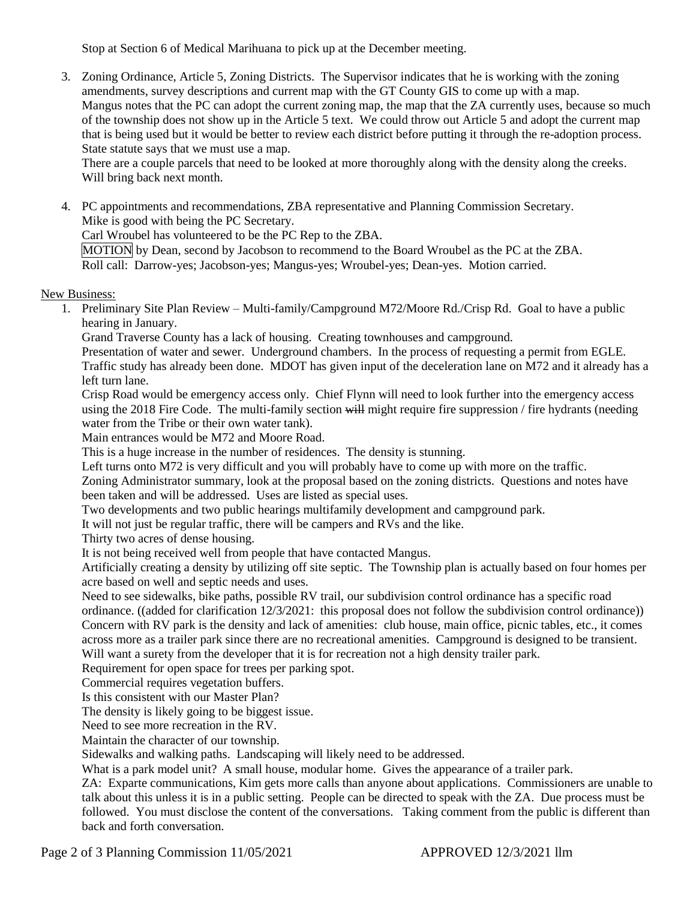Stop at Section 6 of Medical Marihuana to pick up at the December meeting.

3. Zoning Ordinance, Article 5, Zoning Districts. The Supervisor indicates that he is working with the zoning amendments, survey descriptions and current map with the GT County GIS to come up with a map.
   Mangus notes that the PC can adopt the current zoning map, the map that the ZA currently uses, because so much of the township does not show up in the Article 5 text. We could throw out Article 5 and adopt the current map that is being used but it would be better to review each district before putting it through the re-adoption process. State statute says that we must use a map.
   There are a couple parcels that need to be looked at more thoroughly along with the density along the creeks. Will bring back next month.

4. PC appointments and recommendations, ZBA representative and Planning Commission Secretary.
   Mike is good with being the PC Secretary.
   Carl Wroubel has volunteered to be the PC Rep to the ZBA.
   MOTION by Dean, second by Jacobson to recommend to the Board Wroubel as the PC at the ZBA.
   Roll call: Darrow-yes; Jacobson-yes; Mangus-yes; Wroubel-yes; Dean-yes. Motion carried.

New Business:

1. Preliminary Site Plan Review – Multi-family/Campground M72/Moore Rd./Crisp Rd. Goal to have a public hearing in January.
   Grand Traverse County has a lack of housing. Creating townhouses and campground.
   Presentation of water and sewer. Underground chambers. In the process of requesting a permit from EGLE.
   Traffic study has already been done. MDOT has given input of the deceleration lane on M72 and it already has a left turn lane.
   Crisp Road would be emergency access only. Chief Flynn will need to look further into the emergency access using the 2018 Fire Code. The multi-family section ~~will~~ might require fire suppression / fire hydrants (needing water from the Tribe or their own water tank).
   Main entrances would be M72 and Moore Road.
   This is a huge increase in the number of residences. The density is stunning.
   Left turns onto M72 is very difficult and you will probably have to come up with more on the traffic.
   Zoning Administrator summary, look at the proposal based on the zoning districts. Questions and notes have been taken and will be addressed. Uses are listed as special uses.
   Two developments and two public hearings multifamily development and campground park.
   It will not just be regular traffic, there will be campers and RVs and the like.
   Thirty two acres of dense housing.
   It is not being received well from people that have contacted Mangus.
   Artificially creating a density by utilizing off site septic. The Township plan is actually based on four homes per acre based on well and septic needs and uses.
   Need to see sidewalks, bike paths, possible RV trail, our subdivision control ordinance has a specific road ordinance. ((added for clarification 12/3/2021: this proposal does not follow the subdivision control ordinance))
   Concern with RV park is the density and lack of amenities: club house, main office, picnic tables, etc., it comes across more as a trailer park since there are no recreational amenities. Campground is designed to be transient.
   Will want a surety from the developer that it is for recreation not a high density trailer park.
   Requirement for open space for trees per parking spot.
   Commercial requires vegetation buffers.
   Is this consistent with our Master Plan?
   The density is likely going to be biggest issue.
   Need to see more recreation in the RV.
   Maintain the character of our township.
   Sidewalks and walking paths. Landscaping will likely need to be addressed.
   What is a park model unit? A small house, modular home. Gives the appearance of a trailer park.
   ZA: Exparte communications, Kim gets more calls than anyone about applications. Commissioners are unable to talk about this unless it is in a public setting. People can be directed to speak with the ZA. Due process must be followed. You must disclose the content of the conversations. Taking comment from the public is different than back and forth conversation.

APPROVED 12/3/2021 llm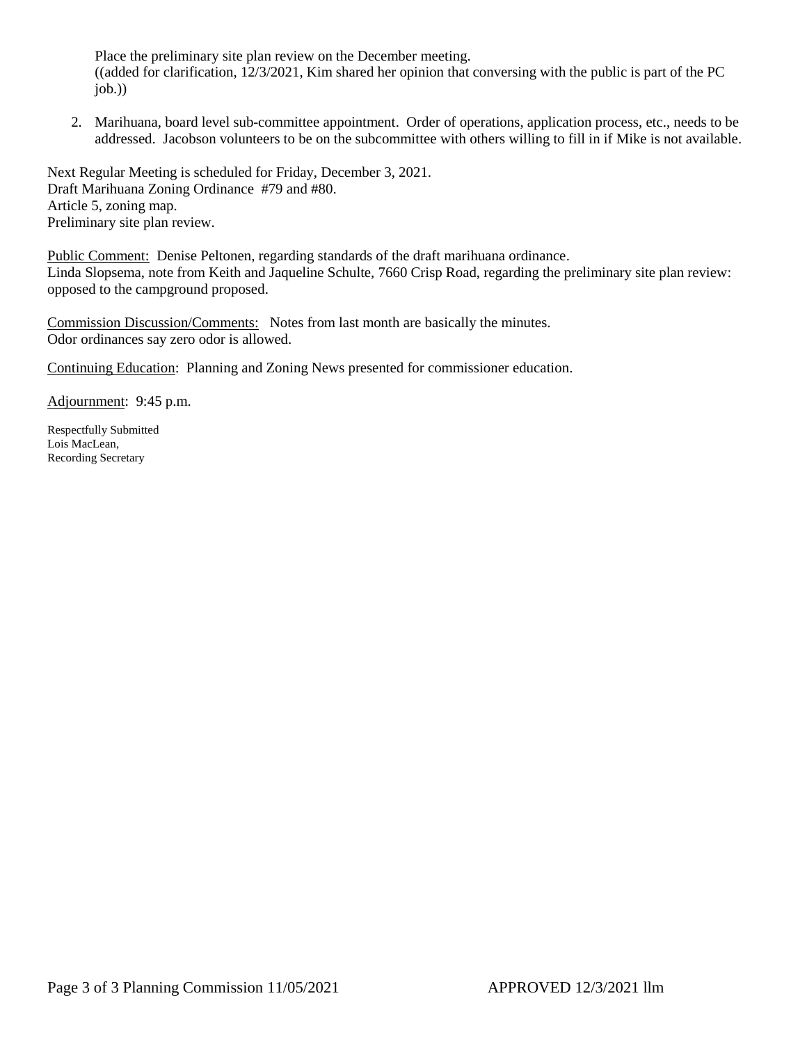Place the preliminary site plan review on the December meeting.
((added for clarification, 12/3/2021, Kim shared her opinion that conversing with the public is part of the PC job.))

2. Marihuana, board level sub-committee appointment. Order of operations, application process, etc., needs to be addressed. Jacobson volunteers to be on the subcommittee with others willing to fill in if Mike is not available.

Next Regular Meeting is scheduled for Friday, December 3, 2021.
Draft Marihuana Zoning Ordinance #79 and #80.
Article 5, zoning map.
Preliminary site plan review.

Public Comment: Denise Peltonen, regarding standards of the draft marihuana ordinance.
Linda Slopsema, note from Keith and Jaqueline Schulte, 7660 Crisp Road, regarding the preliminary site plan review: opposed to the campground proposed.

Commission Discussion/Comments: Notes from last month are basically the minutes.
Odor ordinances say zero odor is allowed.

Continuing Education: Planning and Zoning News presented for commissioner education.

Adjournment: 9:45 p.m.

Respectfully Submitted
Lois MacLean,
Recording Secretary

APPROVED 12/3/2021 llm